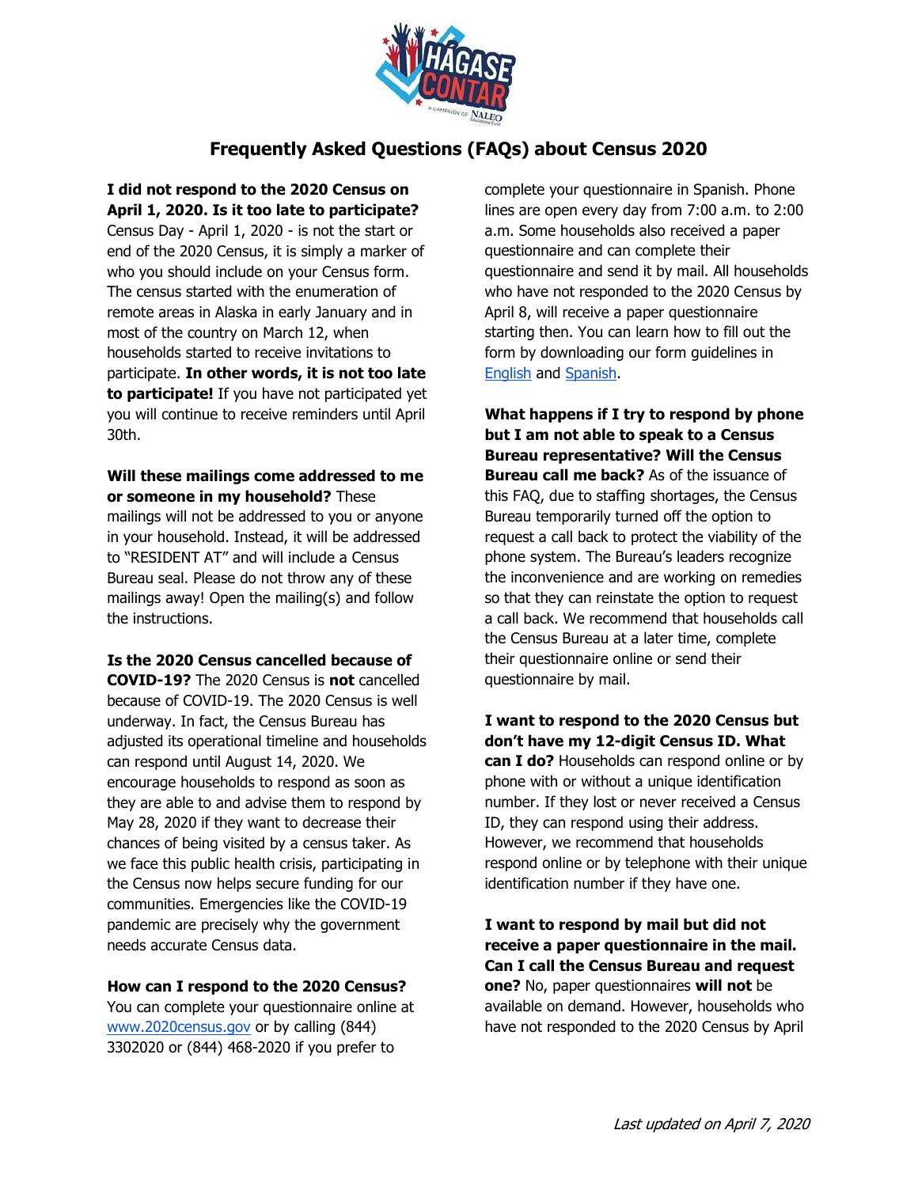# Frequently Asked Questions (FAQs) about Census 2020

**I did not respond to the 2020 Census on April 1, 2020. Is it too late to participate?** Census Day - April 1, 2020 - is not the start or end of the 2020 Census, it is simply a marker of who you should include on your Census form. The census started with the enumeration of remote areas in Alaska in early January and in most of the country on March 12, when households started to receive invitations to participate. **In other words, it is not too late to participate!** If you have not participated yet you will continue to receive reminders until April 30th.

**Will these mailings come addressed to me or someone in my household?** These mailings will not be addressed to you or anyone in your household. Instead, it will be addressed to "RESIDENT AT" and will include a Census Bureau seal. Please do not throw any of these mailings away! Open the mailing(s) and follow the instructions.

**Is the 2020 Census cancelled because of COVID-19?** The 2020 Census is **not** cancelled because of COVID-19. The 2020 Census is well underway. In fact, the Census Bureau has adjusted its operational timeline and households can respond until August 14, 2020. We encourage households to respond as soon as they are able to and advise them to respond by May 28, 2020 if they want to decrease their chances of being visited by a census taker. As we face this public health crisis, participating in the Census now helps secure funding for our communities. Emergencies like the COVID-19 pandemic are precisely why the government needs accurate Census data.

**How can I respond to the 2020 Census?** You can complete your questionnaire online at [www.2020census.gov](www.2020census.gov) or by calling (844) 3302020 or (844) 468-2020 if you prefer to complete your questionnaire in Spanish. Phone lines are open every day from 7:00 a.m. to 2:00 a.m. Some households also received a paper questionnaire and can complete their questionnaire and send it by mail. All households who have not responded to the 2020 Census by April 8, will receive a paper questionnaire starting then. You can learn how to fill out the form by downloading our form guidelines in English and Spanish.

**What happens if I try to respond by phone but I am not able to speak to a Census Bureau representative? Will the Census Bureau call me back?** As of the issuance of this FAQ, due to staffing shortages, the Census Bureau temporarily turned off the option to request a call back to protect the viability of the phone system. The Bureau's leaders recognize the inconvenience and are working on remedies so that they can reinstate the option to request a call back. We recommend that households call the Census Bureau at a later time, complete their questionnaire online or send their questionnaire by mail.

**I want to respond to the 2020 Census but don't have my 12-digit Census ID. What can I do?** Households can respond online or by phone with or without a unique identification number. If they lost or never received a Census ID, they can respond using their address. However, we recommend that households respond online or by telephone with their unique identification number if they have one.

**I want to respond by mail but did not receive a paper questionnaire in the mail. Can I call the Census Bureau and request one?** No, paper questionnaires **will not** be available on demand. However, households who have not responded to the 2020 Census by April

*Last updated on April 7, 2020*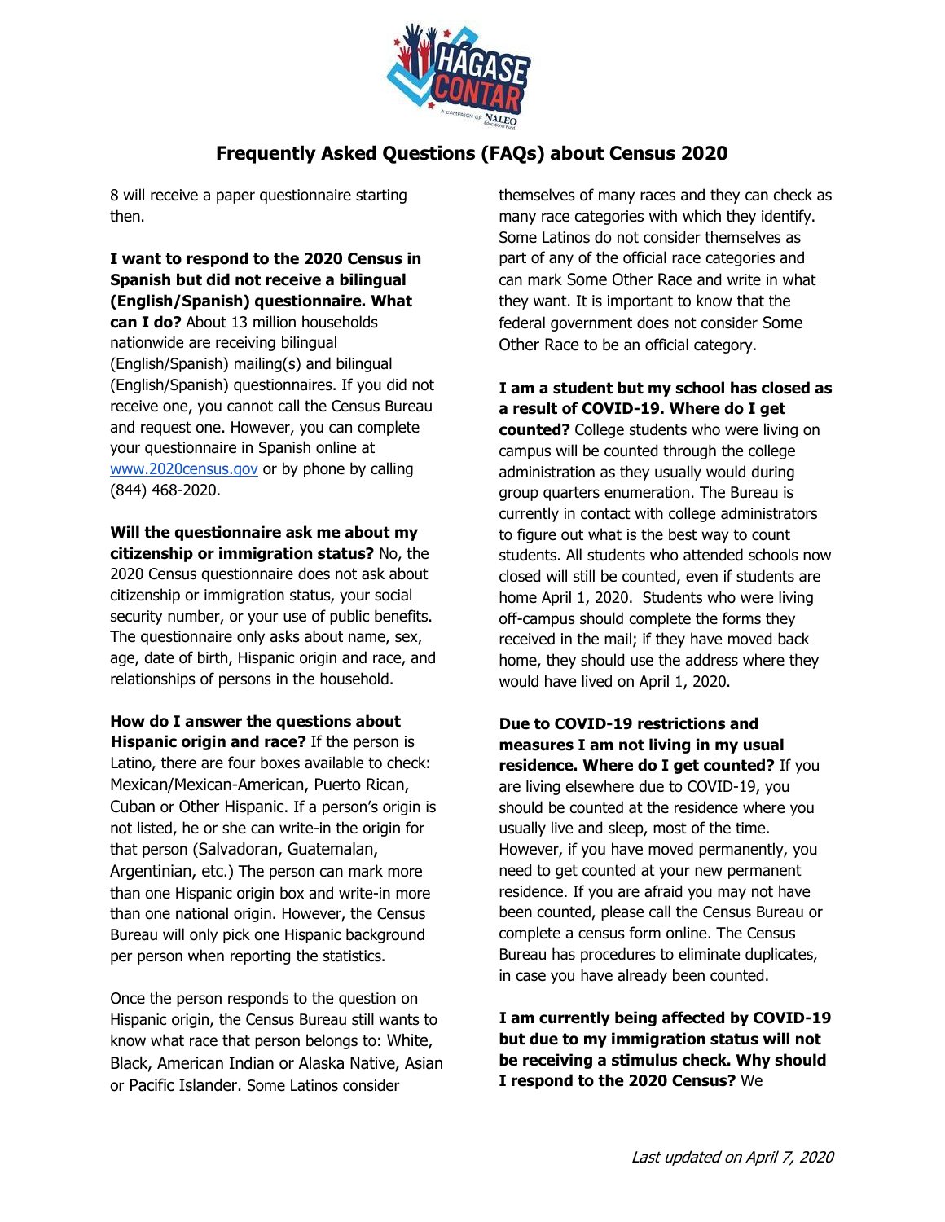8 will receive a paper questionnaire starting then.

**I want to respond to the 2020 Census in Spanish but did not receive a bilingual (English/Spanish) questionnaire. What can I do?** About 13 million households nationwide are receiving bilingual (English/Spanish) mailing(s) and bilingual (English/Spanish) questionnaires. If you did not receive one, you cannot call the Census Bureau and request one. However, you can complete your questionnaire in Spanish online at www.2020census.gov or by phone by calling (844) 468-2020.

**Will the questionnaire ask me about my citizenship or immigration status?** No, the 2020 Census questionnaire does not ask about citizenship or immigration status, your social security number, or your use of public benefits. The questionnaire only asks about name, sex, age, date of birth, Hispanic origin and race, and relationships of persons in the household.

**How do I answer the questions about Hispanic origin and race?** If the person is Latino, there are four boxes available to check: Mexican/Mexican-American, Puerto Rican, Cuban or Other Hispanic. If a person's origin is not listed, he or she can write-in the origin for that person (Salvadoran, Guatemalan, Argentinian, etc.) The person can mark more than one Hispanic origin box and write-in more than one national origin. However, the Census Bureau will only pick one Hispanic background per person when reporting the statistics.

Once the person responds to the question on Hispanic origin, the Census Bureau still wants to know what race that person belongs to: White, Black, American Indian or Alaska Native, Asian or Pacific Islander. Some Latinos consider themselves of many races and they can check as many race categories with which they identify. Some Latinos do not consider themselves as part of any of the official race categories and can mark Some Other Race and write in what they want. It is important to know that the federal government does not consider Some Other Race to be an official category.

**I am a student but my school has closed as a result of COVID-19. Where do I get counted?** College students who were living on campus will be counted through the college administration as they usually would during group quarters enumeration. The Bureau is currently in contact with college administrators to figure out what is the best way to count students. All students who attended schools now closed will still be counted, even if students are home April 1, 2020. Students who were living off-campus should complete the forms they received in the mail; if they have moved back home, they should use the address where they would have lived on April 1, 2020.

**Due to COVID-19 restrictions and measures I am not living in my usual residence. Where do I get counted?** If you are living elsewhere due to COVID-19, you should be counted at the residence where you usually live and sleep, most of the time. However, if you have moved permanently, you need to get counted at your new permanent residence. If you are afraid you may not have been counted, please call the Census Bureau or complete a census form online. The Census Bureau has procedures to eliminate duplicates, in case you have already been counted.

**I am currently being affected by COVID-19 but due to my immigration status will not be receiving a stimulus check. Why should I respond to the 2020 Census?** We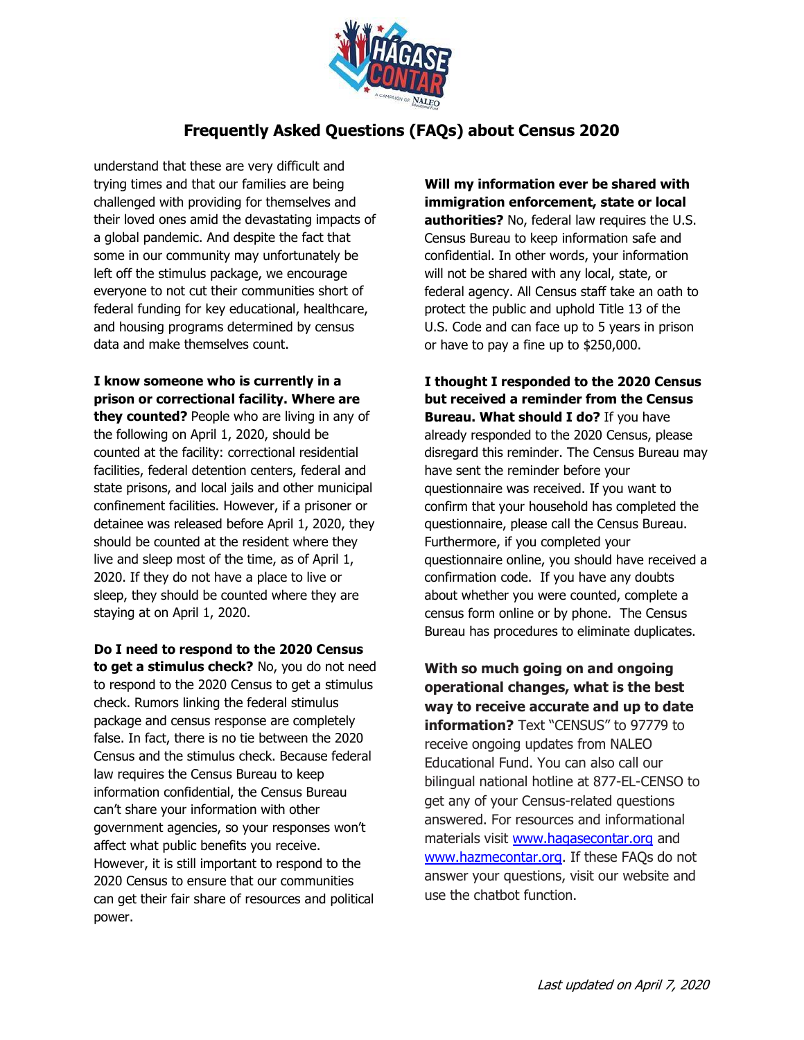# Frequently Asked Questions (FAQs) about Census 2020

understand that these are very difficult and trying times and that our families are being challenged with providing for themselves and their loved ones amid the devastating impacts of a global pandemic. And despite the fact that some in our community may unfortunately be left off the stimulus package, we encourage everyone to not cut their communities short of federal funding for key educational, healthcare, and housing programs determined by census data and make themselves count.

**I know someone who is currently in a prison or correctional facility. Where are they counted?** People who are living in any of the following on April 1, 2020, should be counted at the facility: correctional residential facilities, federal detention centers, federal and state prisons, and local jails and other municipal confinement facilities. However, if a prisoner or detainee was released before April 1, 2020, they should be counted at the resident where they live and sleep most of the time, as of April 1, 2020. If they do not have a place to live or sleep, they should be counted where they are staying at on April 1, 2020.

**Do I need to respond to the 2020 Census to get a stimulus check?** No, you do not need to respond to the 2020 Census to get a stimulus check. Rumors linking the federal stimulus package and census response are completely false. In fact, there is no tie between the 2020 Census and the stimulus check. Because federal law requires the Census Bureau to keep information confidential, the Census Bureau can't share your information with other government agencies, so your responses won't affect what public benefits you receive. However, it is still important to respond to the 2020 Census to ensure that our communities can get their fair share of resources and political power.

**Will my information ever be shared with immigration enforcement, state or local authorities?** No, federal law requires the U.S. Census Bureau to keep information safe and confidential. In other words, your information will not be shared with any local, state, or federal agency. All Census staff take an oath to protect the public and uphold Title 13 of the U.S. Code and can face up to 5 years in prison or have to pay a fine up to $250,000.

**I thought I responded to the 2020 Census but received a reminder from the Census Bureau. What should I do?** If you have already responded to the 2020 Census, please disregard this reminder. The Census Bureau may have sent the reminder before your questionnaire was received. If you want to confirm that your household has completed the questionnaire, please call the Census Bureau. Furthermore, if you completed your questionnaire online, you should have received a confirmation code. If you have any doubts about whether you were counted, complete a census form online or by phone. The Census Bureau has procedures to eliminate duplicates.

**With so much going on and ongoing operational changes, what is the best way to receive accurate and up to date information?** Text "CENSUS" to 97779 to receive ongoing updates from NALEO Educational Fund. You can also call our bilingual national hotline at 877-EL-CENSO to get any of your Census-related questions answered. For resources and informational materials visit [www.hagasecontar.org](http://www.hagasecontar.org) and [www.hazmecontar.org](http://www.hazmecontar.org). If these FAQs do not answer your questions, visit our website and use the chatbot function.

*Last updated on April 7, 2020*